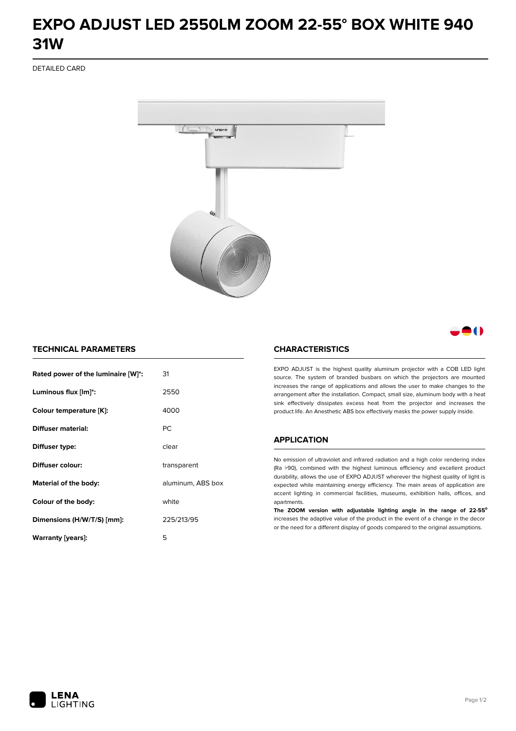# EXPO ADJUST LED 2550LM ZOOM 22-55° BOX WHITE 940 31W

DETAILED CARD

## TECHNICAL PARAMETERS

| | |
|---|---|
| **Rated power of the luminaire [W]*:** | 31 |
| **Luminous flux [lm]*:** | 2550 |
| **Colour temperature [K]:** | 4000 |
| **Diffuser material:** | PC |
| **Diffuser type:** | clear |
| **Diffuser colour:** | transparent |
| **Material of the body:** | aluminum, ABS box |
| **Colour of the body:** | white |
| **Dimensions (H/W/T/S) [mm]:** | 225/213/95 |
| **Warranty [years]:** | 5 |

## CHARACTERISTICS

EXPO ADJUST is the highest quality aluminum projector with a COB LED light source. The system of branded busbars on which the projectors are mounted increases the range of applications and allows the user to make changes to the arrangement after the installation. Compact, small size, aluminum body with a heat sink effectively dissipates excess heat from the projector and increases the product life. An Anesthetic ABS box effectively masks the power supply inside.

## APPLICATION

No emission of ultraviolet and infrared radiation and a high color rendering index (Ra >90), combined with the highest luminous efficiency and excellent product durability, allows the use of EXPO ADJUST wherever the highest quality of light is expected while maintaining energy efficiency. The main areas of application are accent lighting in commercial facilities, museums, exhibition halls, offices, and apartments.

**The ZOOM version with adjustable lighting angle in the range of 22-55°** increases the adaptive value of the product in the event of a change in the decor or the need for a different display of goods compared to the original assumptions.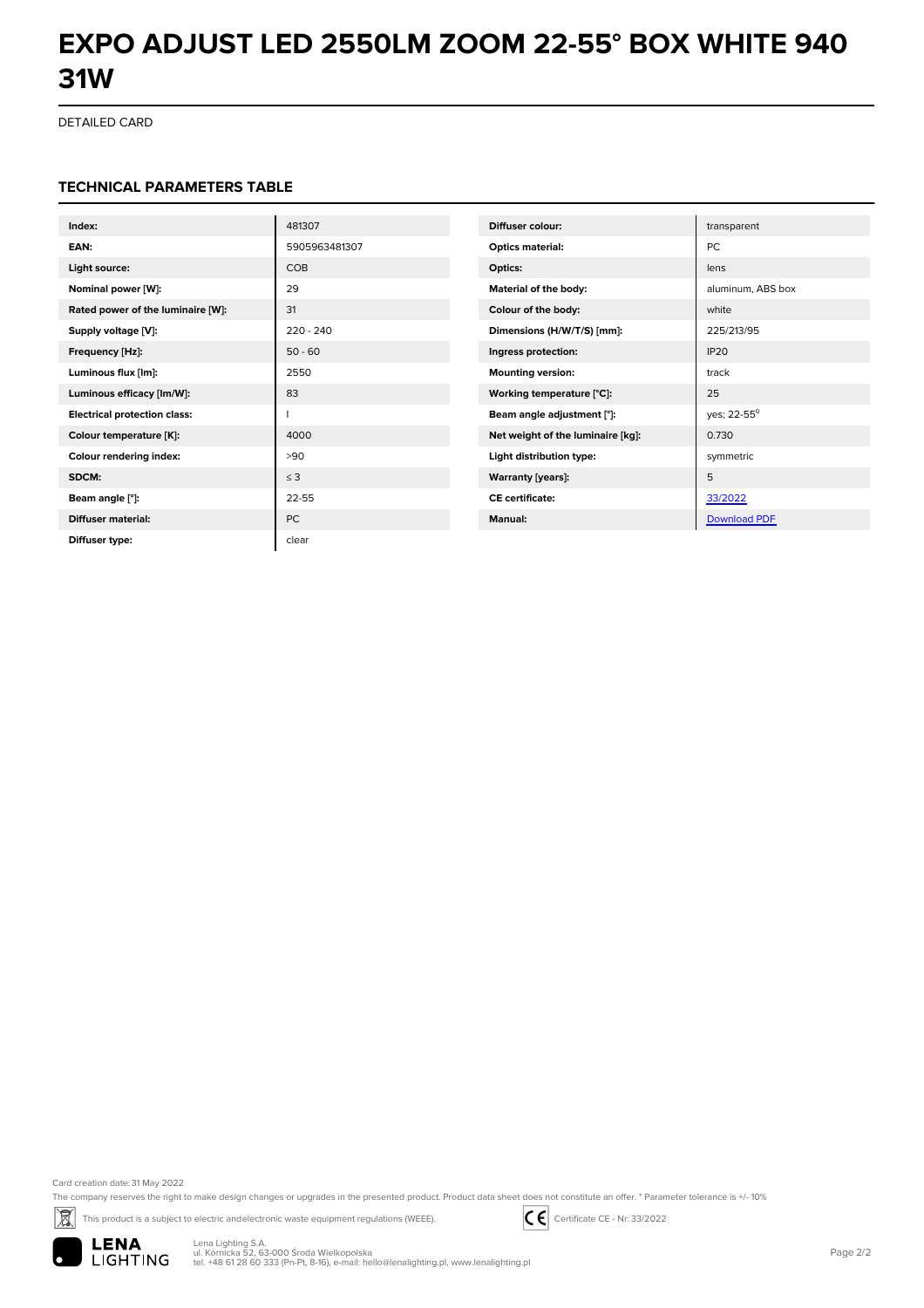# EXPO ADJUST LED 2550LM ZOOM 22-55° BOX WHITE 940 31W

DETAILED CARD

### TECHNICAL PARAMETERS TABLE

| | | | |
|---|---|---|---|
| **Index:** | 481307 | **Diffuser colour:** | transparent |
| **EAN:** | 5905963481307 | **Optics material:** | PC |
| **Light source:** | COB | **Optics:** | lens |
| **Nominal power [W]:** | 29 | **Material of the body:** | aluminum, ABS box |
| **Rated power of the luminaire [W]:** | 31 | **Colour of the body:** | white |
| **Supply voltage [V]:** | 220 - 240 | **Dimensions (H/W/T/S) [mm]:** | 225/213/95 |
| **Frequency [Hz]:** | 50 - 60 | **Ingress protection:** | IP20 |
| **Luminous flux [lm]:** | 2550 | **Mounting version:** | track |
| **Luminous efficacy [lm/W]:** | 83 | **Working temperature [°C]:** | 25 |
| **Electrical protection class:** | I | **Beam angle adjustment [°]:** | yes; 22-55° |
| **Colour temperature [K]:** | 4000 | **Net weight of the luminaire [kg]:** | 0.730 |
| **Colour rendering index:** | >90 | **Light distribution type:** | symmetric |
| **SDCM:** | ≤ 3 | **Warranty [years]:** | 5 |
| **Beam angle [°]:** | 22-55 | **CE certificate:** | 33/2022 |
| **Diffuser material:** | PC | **Manual:** | Download PDF |
| **Diffuser type:** | clear | | |

Card creation date: 31 May 2022

The company reserves the right to make design changes or upgrades in the presented product. Product data sheet does not constitute an offer. * Parameter tolerance is +/- 10%

This product is a subject to electric andelectronic waste equipment regulations (WEEE).

Certificate CE - Nr: 33/2022

Lena Lighting S.A.
ul. Kórnicka 52, 63-000 Środa Wielkopolska
tel. +48 61 28 60 333 (Pn-Pt, 8-16), e-mail: hello@lenalighting.pl, www.lenalighting.pl